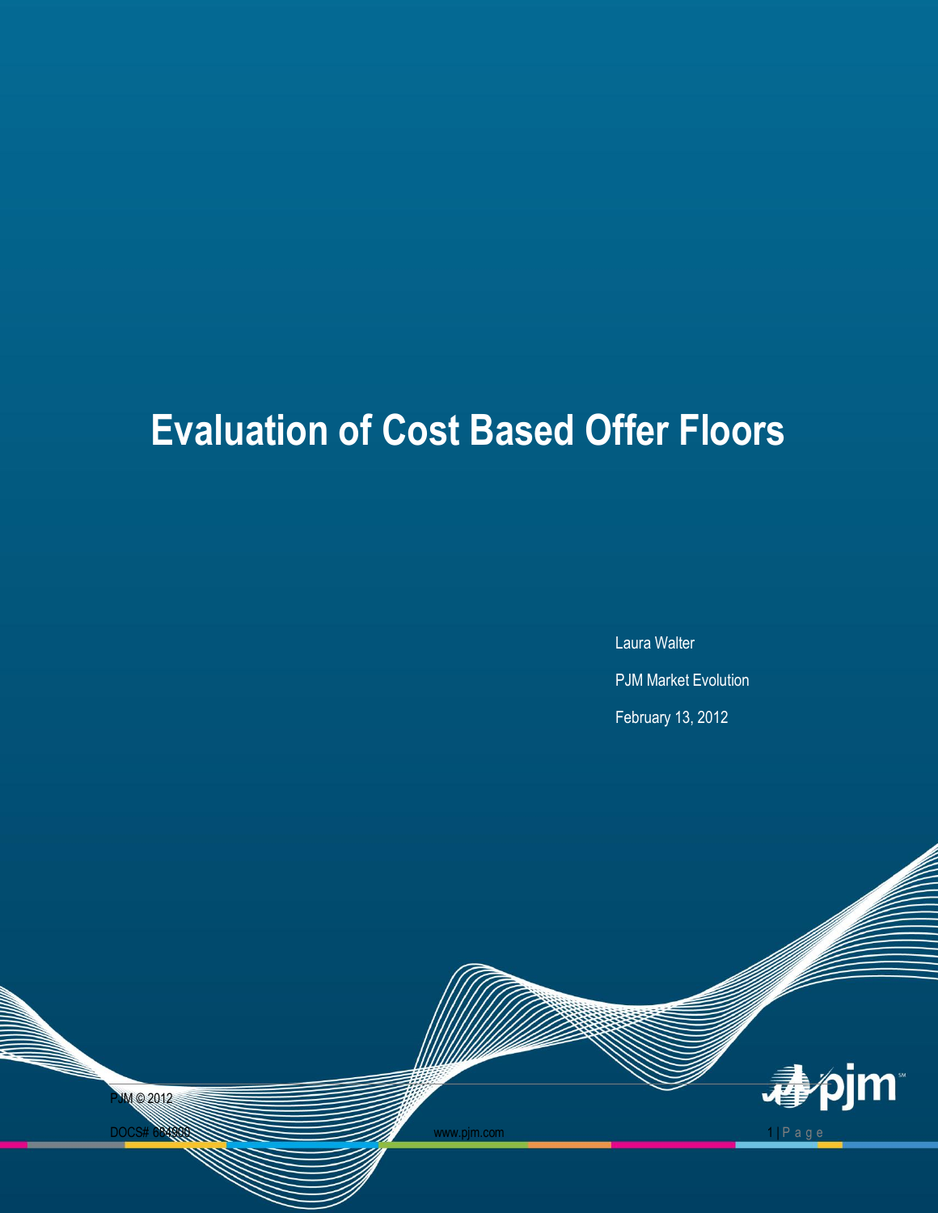# Evaluation of Cost Based Offer Floors

Laura Walter

PJM Market Evolution

February 13, 2012

PJM © 2012

DOCS# 684900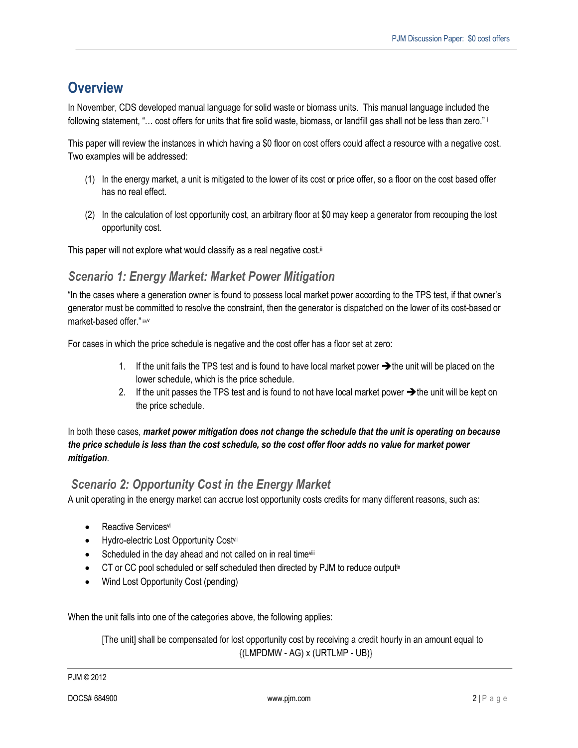## Overview

In November, CDS developed manual language for solid waste or biomass units. This manual language included the following statement, "… cost offers for units that fire solid waste, biomass, or landfill gas shall not be less than zero." [i]

This paper will review the instances in which having a $0 floor on cost offers could affect a resource with a negative cost. Two examples will be addressed:

(1) In the energy market, a unit is mitigated to the lower of its cost or price offer, so a floor on the cost based offer has no real effect.

(2) In the calculation of lost opportunity cost, an arbitrary floor at $0 may keep a generator from recouping the lost opportunity cost.

This paper will not explore what would classify as a real negative cost.[ii]

### *Scenario 1: Energy Market: Market Power Mitigation*

"In the cases where a generation owner is found to possess local market power according to the TPS test, if that owner's generator must be committed to resolve the constraint, then the generator is dispatched on the lower of its cost-based or market-based offer." [iii,iv,v]

For cases in which the price schedule is negative and the cost offer has a floor set at zero:

1. If the unit fails the TPS test and is found to have local market power ➔ the unit will be placed on the lower schedule, which is the price schedule.
2. If the unit passes the TPS test and is found to not have local market power ➔ the unit will be kept on the price schedule.

In both these cases, ***market power mitigation does not change the schedule that the unit is operating on because the price schedule is less than the cost schedule, so the cost offer floor adds no value for market power mitigation***.

### *Scenario 2: Opportunity Cost in the Energy Market*

A unit operating in the energy market can accrue lost opportunity costs credits for many different reasons, such as:

- Reactive Services[vi]
- Hydro-electric Lost Opportunity Cost[vii]
- Scheduled in the day ahead and not called on in real time[viii]
- CT or CC pool scheduled or self scheduled then directed by PJM to reduce output[ix]
- Wind Lost Opportunity Cost (pending)

When the unit falls into one of the categories above, the following applies:

[The unit] shall be compensated for lost opportunity cost by receiving a credit hourly in an amount equal to {(LMPDMW - AG) x (URTLMP - UB)}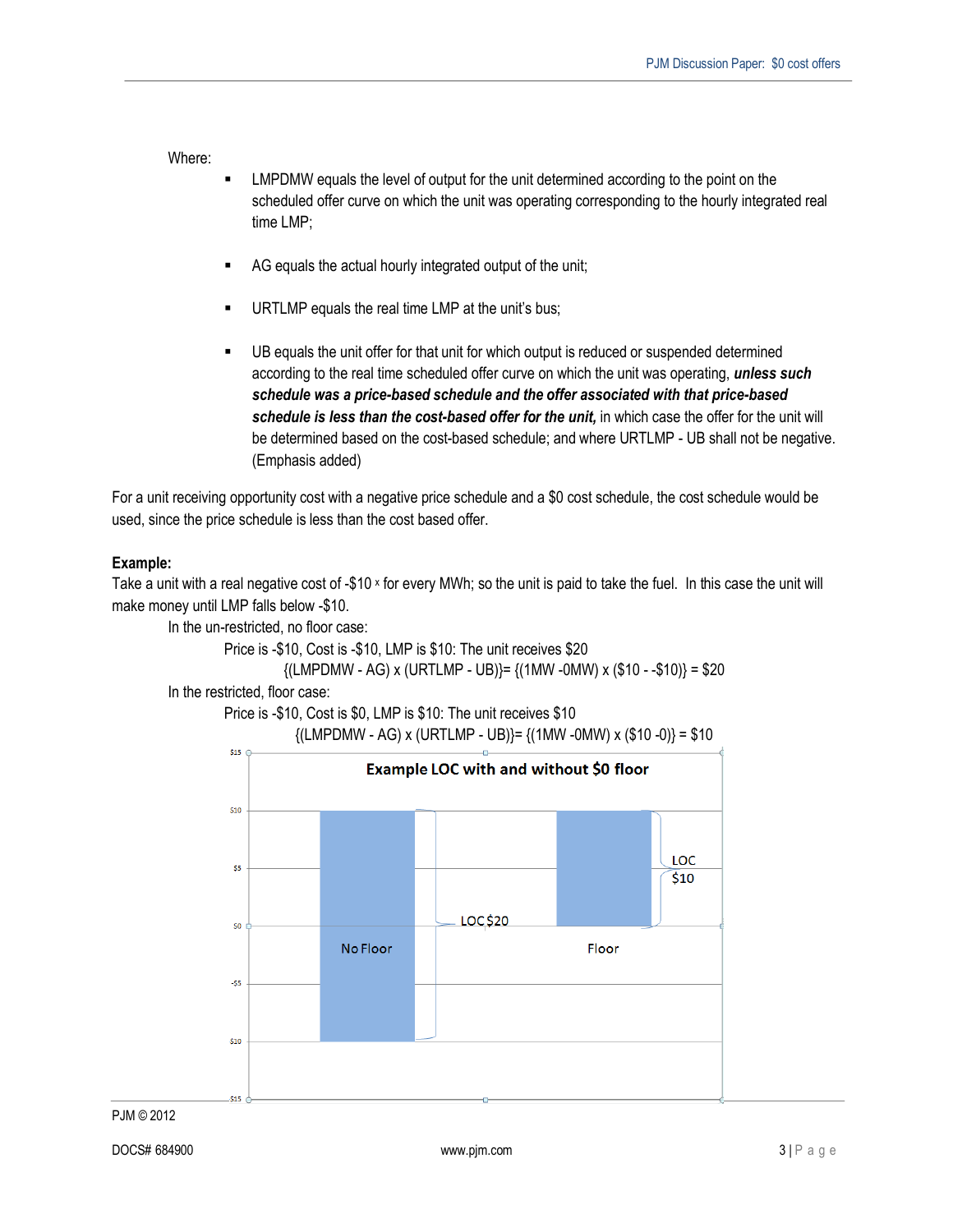Where:

- LMPDMW equals the level of output for the unit determined according to the point on the scheduled offer curve on which the unit was operating corresponding to the hourly integrated real time LMP;

- AG equals the actual hourly integrated output of the unit;

- URTLMP equals the real time LMP at the unit's bus;

- UB equals the unit offer for that unit for which output is reduced or suspended determined according to the real time scheduled offer curve on which the unit was operating, ***unless such schedule was a price-based schedule and the offer associated with that price-based schedule is less than the cost-based offer for the unit,*** in which case the offer for the unit will be determined based on the cost-based schedule; and where URTLMP - UB shall not be negative. (Emphasis added)

For a unit receiving opportunity cost with a negative price schedule and a $0 cost schedule, the cost schedule would be used, since the price schedule is less than the cost based offer.

**Example:**

Take a unit with a real negative cost of -$10 [x] for every MWh; so the unit is paid to take the fuel. In this case the unit will make money until LMP falls below -$10.

In the un-restricted, no floor case:

Price is -$10, Cost is -$10, LMP is $10: The unit receives $20

{(LMPDMW - AG) x (URTLMP - UB)}= {(1MW -0MW) x ($10 - -$10)} = $20

In the restricted, floor case:

Price is -$10, Cost is $0, LMP is $10: The unit receives $10

{(LMPDMW - AG) x (URTLMP - UB)}= {(1MW -0MW) x ($10 -0)} = $10

**Example LOC with and without $0 floor**

| | No Floor | Floor |
|---|---|---|
| Bar range | -$10 to $10 | $0 to $10 |
| LOC | $20 | $10 |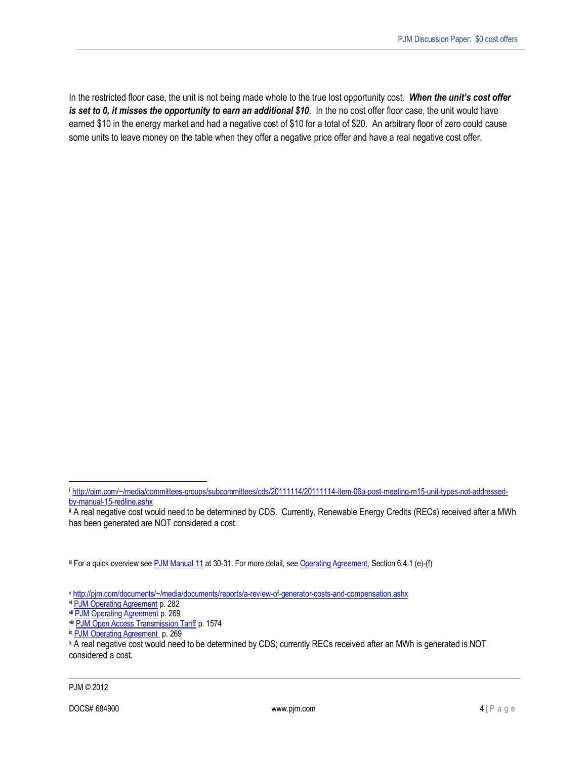In the restricted floor case, the unit is not being made whole to the true lost opportunity cost. ***When the unit's cost offer is set to 0, it misses the opportunity to earn an additional $10***. In the no cost offer floor case, the unit would have earned $10 in the energy market and had a negative cost of $10 for a total of $20. An arbitrary floor of zero could cause some units to leave money on the table when they offer a negative price offer and have a real negative cost offer.

---

[i] http://pjm.com/~/media/committees-groups/subcommittees/cds/20111114/20111114-item-06a-post-meeting-m15-unit-types-not-addressed-by-manual-15-redline.ashx

[ii] A real negative cost would need to be determined by CDS. Currently, Renewable Energy Credits (RECs) received after a MWh has been generated are NOT considered a cost.

[iii] For a quick overview see PJM Manual 11 at 30-31. For more detail, see Operating Agreement, Section 6.4.1 (e)-(f)

[v] http://pjm.com/documents/~/media/documents/reports/a-review-of-generator-costs-and-compensation.ashx

[vi] PJM Operating Agreement p. 282

[vii] PJM Operating Agreement p. 269

[viii] PJM Open Access Transmission Tariff p. 1574

[ix] PJM Operating Agreement p. 269

[x] A real negative cost would need to be determined by CDS; currently RECs received after an MWh is generated is NOT considered a cost.

PJM © 2012

DOCS# 684900